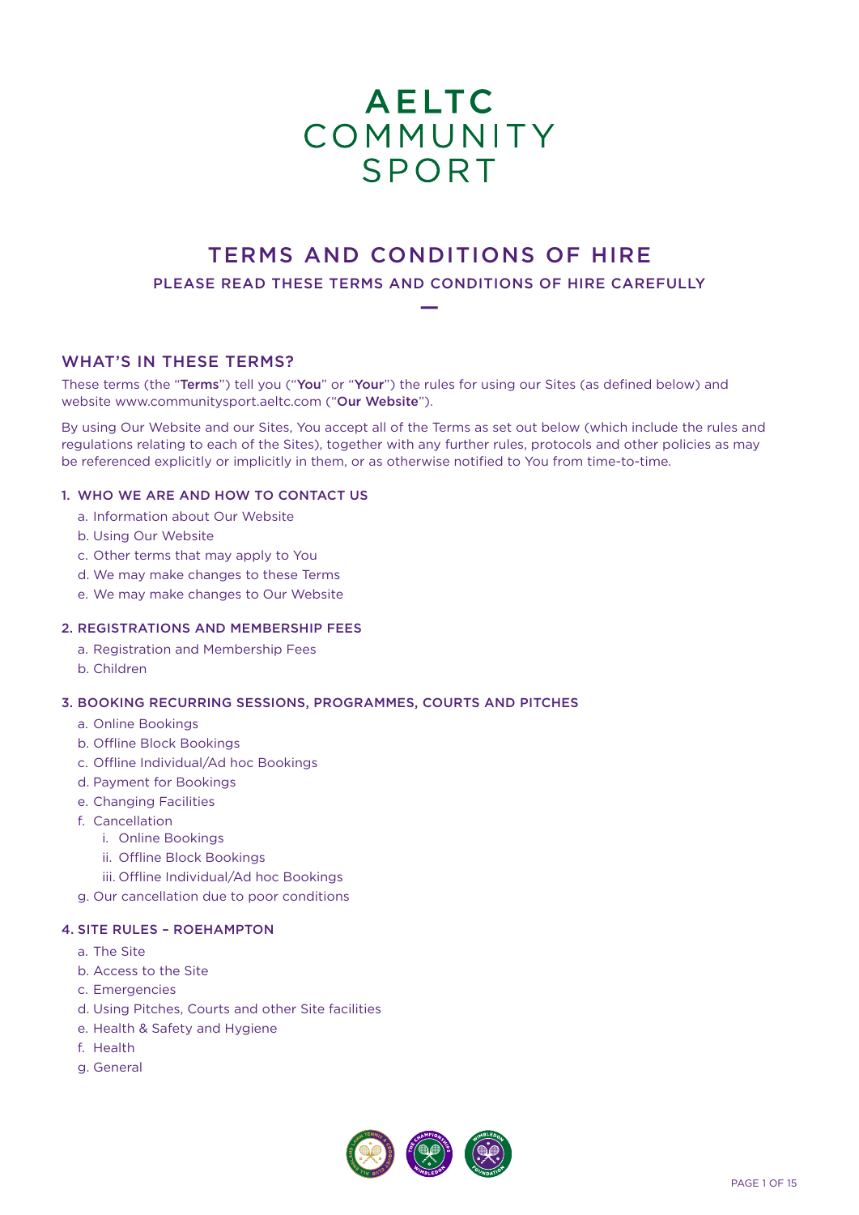# AELTC COMMUNITY SPORT

## TERMS AND CONDITIONS OF HIRE

PLEASE READ THESE TERMS AND CONDITIONS OF HIRE CAREFULLY

## WHAT'S IN THESE TERMS?

These terms (the "**Terms**") tell you ("**You**" or "**Your**") the rules for using our Sites (as defined below) and website www.communitysport.aeltc.com ("**Our Website**").

By using Our Website and our Sites, You accept all of the Terms as set out below (which include the rules and regulations relating to each of the Sites), together with any further rules, protocols and other policies as may be referenced explicitly or implicitly in them, or as otherwise notified to You from time-to-time.

### 1. WHO WE ARE AND HOW TO CONTACT US

a. Information about Our Website
b. Using Our Website
c. Other terms that may apply to You
d. We may make changes to these Terms
e. We may make changes to Our Website

### 2. REGISTRATIONS AND MEMBERSHIP FEES

a. Registration and Membership Fees
b. Children

### 3. BOOKING RECURRING SESSIONS, PROGRAMMES, COURTS AND PITCHES

a. Online Bookings
b. Offline Block Bookings
c. Offline Individual/Ad hoc Bookings
d. Payment for Bookings
e. Changing Facilities
f. Cancellation
    i. Online Bookings
    ii. Offline Block Bookings
    iii. Offline Individual/Ad hoc Bookings
g. Our cancellation due to poor conditions

### 4. SITE RULES – ROEHAMPTON

a. The Site
b. Access to the Site
c. Emergencies
d. Using Pitches, Courts and other Site facilities
e. Health & Safety and Hygiene
f. Health
g. General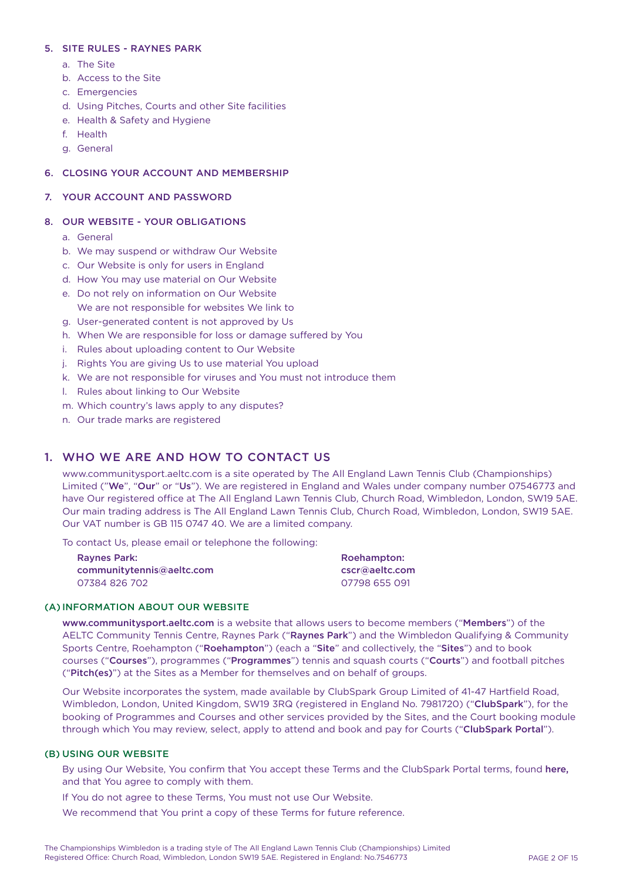5. SITE RULES - RAYNES PARK
    a. The Site
    b. Access to the Site
    c. Emergencies
    d. Using Pitches, Courts and other Site facilities
    e. Health & Safety and Hygiene
    f. Health
    g. General

6. CLOSING YOUR ACCOUNT AND MEMBERSHIP

7. YOUR ACCOUNT AND PASSWORD

8. OUR WEBSITE - YOUR OBLIGATIONS
    a. General
    b. We may suspend or withdraw Our Website
    c. Our Website is only for users in England
    d. How You may use material on Our Website
    e. Do not rely on information on Our Website
       We are not responsible for websites We link to
    g. User-generated content is not approved by Us
    h. When We are responsible for loss or damage suffered by You
    i. Rules about uploading content to Our Website
    j. Rights You are giving Us to use material You upload
    k. We are not responsible for viruses and You must not introduce them
    l. Rules about linking to Our Website
    m. Which country's laws apply to any disputes?
    n. Our trade marks are registered

## 1. WHO WE ARE AND HOW TO CONTACT US

www.communitysport.aeltc.com is a site operated by The All England Lawn Tennis Club (Championships) Limited ("**We**", "**Our**" or "**Us**"). We are registered in England and Wales under company number 07546773 and have Our registered office at The All England Lawn Tennis Club, Church Road, Wimbledon, London, SW19 5AE. Our main trading address is The All England Lawn Tennis Club, Church Road, Wimbledon, London, SW19 5AE. Our VAT number is GB 115 0747 40. We are a limited company.

To contact Us, please email or telephone the following:

**Raynes Park:**
**communitytennis@aeltc.com**
07384 826 702

**Roehampton:**
**cscr@aeltc.com**
07798 655 091

### (A) INFORMATION ABOUT OUR WEBSITE

**www.communitysport.aeltc.com** is a website that allows users to become members ("**Members**") of the AELTC Community Tennis Centre, Raynes Park ("**Raynes Park**") and the Wimbledon Qualifying & Community Sports Centre, Roehampton ("**Roehampton**") (each a "**Site**" and collectively, the "**Sites**") and to book courses ("**Courses**"), programmes ("**Programmes**") tennis and squash courts ("**Courts**") and football pitches ("**Pitch(es)**") at the Sites as a Member for themselves and on behalf of groups.

Our Website incorporates the system, made available by ClubSpark Group Limited of 41-47 Hartfield Road, Wimbledon, London, United Kingdom, SW19 3RQ (registered in England No. 7981720) ("**ClubSpark**"), for the booking of Programmes and Courses and other services provided by the Sites, and the Court booking module through which You may review, select, apply to attend and book and pay for Courts ("**ClubSpark Portal**").

### (B) USING OUR WEBSITE

By using Our Website, You confirm that You accept these Terms and the ClubSpark Portal terms, found **here,** and that You agree to comply with them.

If You do not agree to these Terms, You must not use Our Website.

We recommend that You print a copy of these Terms for future reference.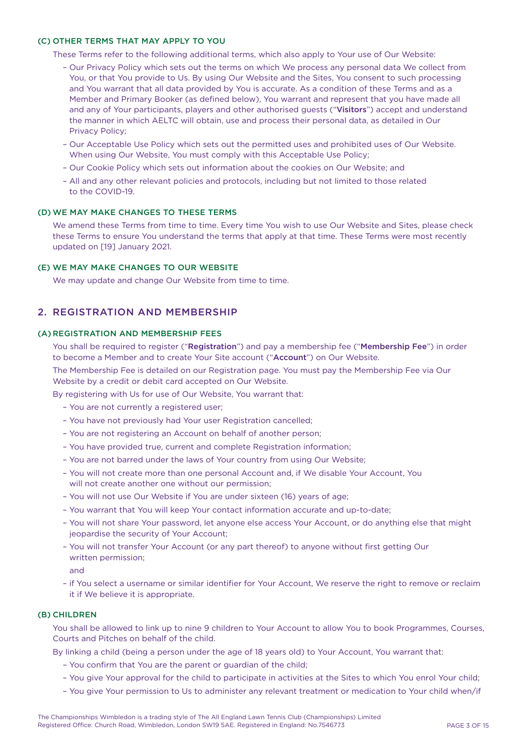### (C) OTHER TERMS THAT MAY APPLY TO YOU

These Terms refer to the following additional terms, which also apply to Your use of Our Website:

- Our Privacy Policy which sets out the terms on which We process any personal data We collect from You, or that You provide to Us. By using Our Website and the Sites, You consent to such processing and You warrant that all data provided by You is accurate. As a condition of these Terms and as a Member and Primary Booker (as defined below), You warrant and represent that you have made all and any of Your participants, players and other authorised guests ("**Visitors**") accept and understand the manner in which AELTC will obtain, use and process their personal data, as detailed in Our Privacy Policy;
- Our Acceptable Use Policy which sets out the permitted uses and prohibited uses of Our Website. When using Our Website, You must comply with this Acceptable Use Policy;
- Our Cookie Policy which sets out information about the cookies on Our Website; and
- All and any other relevant policies and protocols, including but not limited to those related to the COVID-19.

### (D) WE MAY MAKE CHANGES TO THESE TERMS

We amend these Terms from time to time. Every time You wish to use Our Website and Sites, please check these Terms to ensure You understand the terms that apply at that time. These Terms were most recently updated on [19] January 2021.

### (E) WE MAY MAKE CHANGES TO OUR WEBSITE

We may update and change Our Website from time to time.

## 2. REGISTRATION AND MEMBERSHIP

### (A) REGISTRATION AND MEMBERSHIP FEES

You shall be required to register ("**Registration**") and pay a membership fee ("**Membership Fee**") in order to become a Member and to create Your Site account ("**Account**") on Our Website.

The Membership Fee is detailed on our Registration page. You must pay the Membership Fee via Our Website by a credit or debit card accepted on Our Website.

By registering with Us for use of Our Website, You warrant that:

- You are not currently a registered user;
- You have not previously had Your user Registration cancelled;
- You are not registering an Account on behalf of another person;
- You have provided true, current and complete Registration information;
- You are not barred under the laws of Your country from using Our Website;
- You will not create more than one personal Account and, if We disable Your Account, You will not create another one without our permission;
- You will not use Our Website if You are under sixteen (16) years of age;
- You warrant that You will keep Your contact information accurate and up-to-date;
- You will not share Your password, let anyone else access Your Account, or do anything else that might jeopardise the security of Your Account;
- You will not transfer Your Account (or any part thereof) to anyone without first getting Our written permission;

  and
- if You select a username or similar identifier for Your Account, We reserve the right to remove or reclaim it if We believe it is appropriate.

### (B) CHILDREN

You shall be allowed to link up to nine 9 children to Your Account to allow You to book Programmes, Courses, Courts and Pitches on behalf of the child.

By linking a child (being a person under the age of 18 years old) to Your Account, You warrant that:

- You confirm that You are the parent or guardian of the child;
- You give Your approval for the child to participate in activities at the Sites to which You enrol Your child;
- You give Your permission to Us to administer any relevant treatment or medication to Your child when/if

The Championships Wimbledon is a trading style of The All England Lawn Tennis Club (Championships) Limited
Registered Office: Church Road, Wimbledon, London SW19 5AE. Registered in England: No.7546773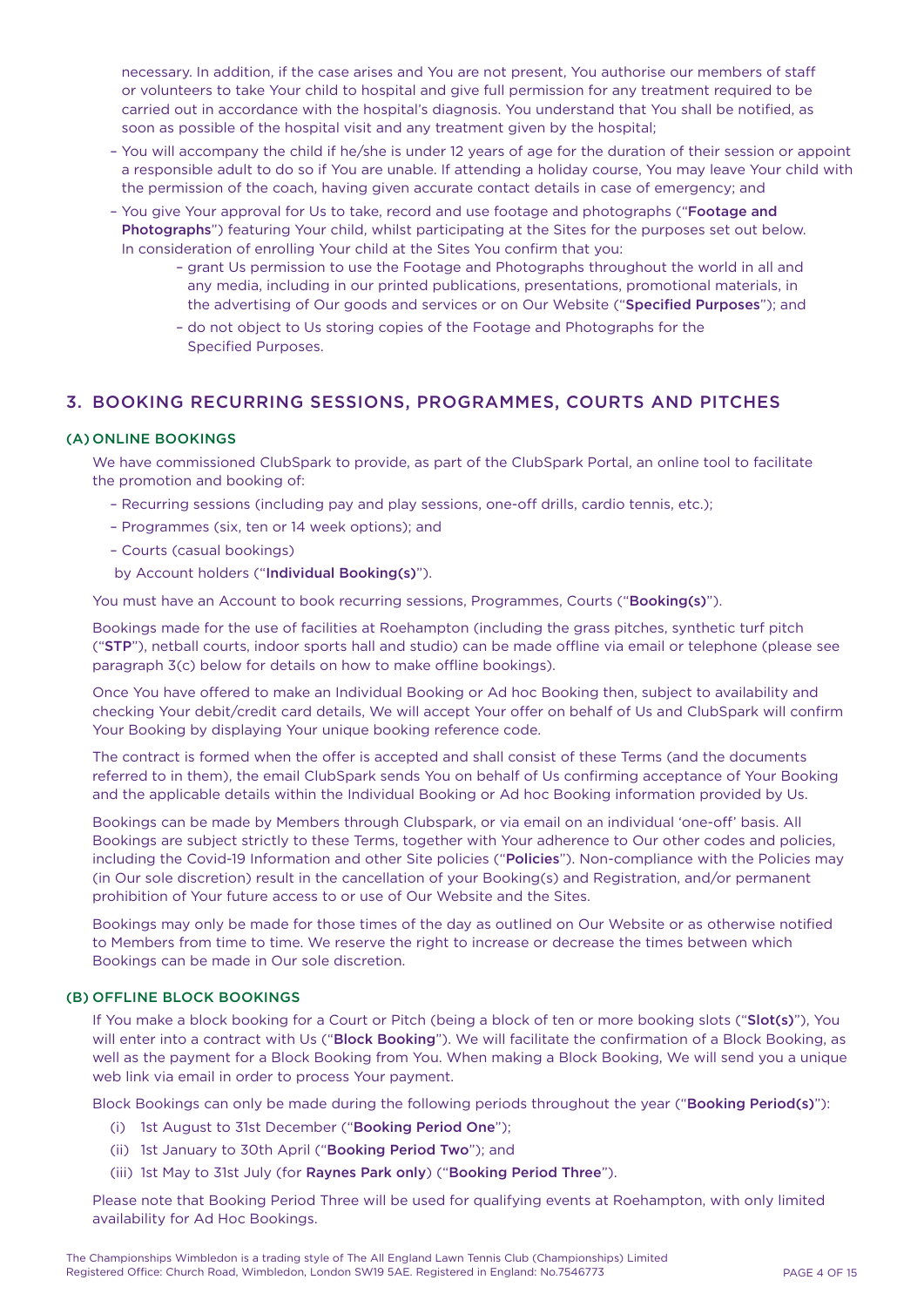necessary. In addition, if the case arises and You are not present, You authorise our members of staff or volunteers to take Your child to hospital and give full permission for any treatment required to be carried out in accordance with the hospital's diagnosis. You understand that You shall be notified, as soon as possible of the hospital visit and any treatment given by the hospital;

- You will accompany the child if he/she is under 12 years of age for the duration of their session or appoint a responsible adult to do so if You are unable. If attending a holiday course, You may leave Your child with the permission of the coach, having given accurate contact details in case of emergency; and
- You give Your approval for Us to take, record and use footage and photographs ("**Footage and Photographs**") featuring Your child, whilst participating at the Sites for the purposes set out below. In consideration of enrolling Your child at the Sites You confirm that you:
  - grant Us permission to use the Footage and Photographs throughout the world in all and any media, including in our printed publications, presentations, promotional materials, in the advertising of Our goods and services or on Our Website ("**Specified Purposes**"); and
  - do not object to Us storing copies of the Footage and Photographs for the Specified Purposes.

## 3. BOOKING RECURRING SESSIONS, PROGRAMMES, COURTS AND PITCHES

### (A) ONLINE BOOKINGS

We have commissioned ClubSpark to provide, as part of the ClubSpark Portal, an online tool to facilitate the promotion and booking of:

- Recurring sessions (including pay and play sessions, one-off drills, cardio tennis, etc.);
- Programmes (six, ten or 14 week options); and
- Courts (casual bookings)

by Account holders ("**Individual Booking(s)**").

You must have an Account to book recurring sessions, Programmes, Courts ("**Booking(s)**").

Bookings made for the use of facilities at Roehampton (including the grass pitches, synthetic turf pitch ("**STP**"), netball courts, indoor sports hall and studio) can be made offline via email or telephone (please see paragraph 3(c) below for details on how to make offline bookings).

Once You have offered to make an Individual Booking or Ad hoc Booking then, subject to availability and checking Your debit/credit card details, We will accept Your offer on behalf of Us and ClubSpark will confirm Your Booking by displaying Your unique booking reference code.

The contract is formed when the offer is accepted and shall consist of these Terms (and the documents referred to in them), the email ClubSpark sends You on behalf of Us confirming acceptance of Your Booking and the applicable details within the Individual Booking or Ad hoc Booking information provided by Us.

Bookings can be made by Members through Clubspark, or via email on an individual 'one-off' basis. All Bookings are subject strictly to these Terms, together with Your adherence to Our other codes and policies, including the Covid-19 Information and other Site policies ("**Policies**"). Non-compliance with the Policies may (in Our sole discretion) result in the cancellation of your Booking(s) and Registration, and/or permanent prohibition of Your future access to or use of Our Website and the Sites.

Bookings may only be made for those times of the day as outlined on Our Website or as otherwise notified to Members from time to time. We reserve the right to increase or decrease the times between which Bookings can be made in Our sole discretion.

### (B) OFFLINE BLOCK BOOKINGS

If You make a block booking for a Court or Pitch (being a block of ten or more booking slots ("**Slot(s)**"), You will enter into a contract with Us ("**Block Booking**"). We will facilitate the confirmation of a Block Booking, as well as the payment for a Block Booking from You. When making a Block Booking, We will send you a unique web link via email in order to process Your payment.

Block Bookings can only be made during the following periods throughout the year ("**Booking Period(s)**"):

(i) 1st August to 31st December ("**Booking Period One**");

(ii) 1st January to 30th April ("**Booking Period Two**"); and

(iii) 1st May to 31st July (for **Raynes Park only**) ("**Booking Period Three**").

Please note that Booking Period Three will be used for qualifying events at Roehampton, with only limited availability for Ad Hoc Bookings.

The Championships Wimbledon is a trading style of The All England Lawn Tennis Club (Championships) Limited
Registered Office: Church Road, Wimbledon, London SW19 5AE. Registered in England: No.7546773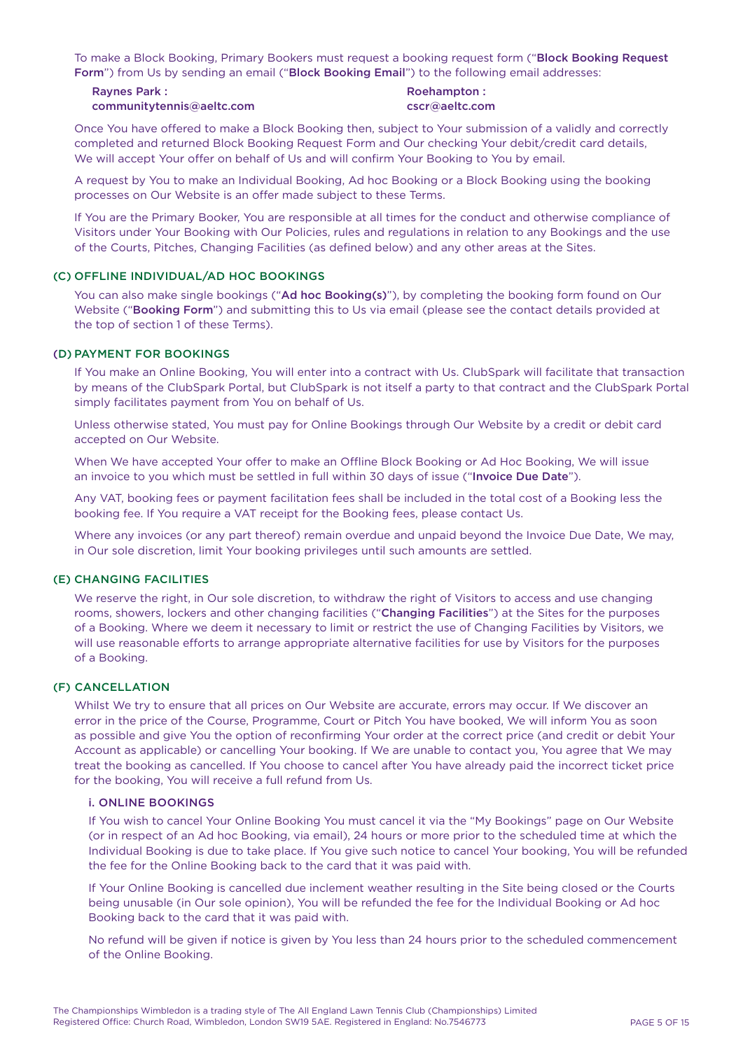To make a Block Booking, Primary Bookers must request a booking request form ("**Block Booking Request Form**") from Us by sending an email ("**Block Booking Email**") to the following email addresses:

**Raynes Park :**
**communitytennis@aeltc.com**

**Roehampton :**
**cscr@aeltc.com**

Once You have offered to make a Block Booking then, subject to Your submission of a validly and correctly completed and returned Block Booking Request Form and Our checking Your debit/credit card details, We will accept Your offer on behalf of Us and will confirm Your Booking to You by email.

A request by You to make an Individual Booking, Ad hoc Booking or a Block Booking using the booking processes on Our Website is an offer made subject to these Terms.

If You are the Primary Booker, You are responsible at all times for the conduct and otherwise compliance of Visitors under Your Booking with Our Policies, rules and regulations in relation to any Bookings and the use of the Courts, Pitches, Changing Facilities (as defined below) and any other areas at the Sites.

### (C) OFFLINE INDIVIDUAL/AD HOC BOOKINGS

You can also make single bookings ("**Ad hoc Booking(s)**"), by completing the booking form found on Our Website ("**Booking Form**") and submitting this to Us via email (please see the contact details provided at the top of section 1 of these Terms).

### (D) PAYMENT FOR BOOKINGS

If You make an Online Booking, You will enter into a contract with Us. ClubSpark will facilitate that transaction by means of the ClubSpark Portal, but ClubSpark is not itself a party to that contract and the ClubSpark Portal simply facilitates payment from You on behalf of Us.

Unless otherwise stated, You must pay for Online Bookings through Our Website by a credit or debit card accepted on Our Website.

When We have accepted Your offer to make an Offline Block Booking or Ad Hoc Booking, We will issue an invoice to you which must be settled in full within 30 days of issue ("**Invoice Due Date**").

Any VAT, booking fees or payment facilitation fees shall be included in the total cost of a Booking less the booking fee. If You require a VAT receipt for the Booking fees, please contact Us.

Where any invoices (or any part thereof) remain overdue and unpaid beyond the Invoice Due Date, We may, in Our sole discretion, limit Your booking privileges until such amounts are settled.

### (E) CHANGING FACILITIES

We reserve the right, in Our sole discretion, to withdraw the right of Visitors to access and use changing rooms, showers, lockers and other changing facilities ("**Changing Facilities**") at the Sites for the purposes of a Booking. Where we deem it necessary to limit or restrict the use of Changing Facilities by Visitors, we will use reasonable efforts to arrange appropriate alternative facilities for use by Visitors for the purposes of a Booking.

### (F) CANCELLATION

Whilst We try to ensure that all prices on Our Website are accurate, errors may occur. If We discover an error in the price of the Course, Programme, Court or Pitch You have booked, We will inform You as soon as possible and give You the option of reconfirming Your order at the correct price (and credit or debit Your Account as applicable) or cancelling Your booking. If We are unable to contact you, You agree that We may treat the booking as cancelled. If You choose to cancel after You have already paid the incorrect ticket price for the booking, You will receive a full refund from Us.

#### i. ONLINE BOOKINGS

If You wish to cancel Your Online Booking You must cancel it via the "My Bookings" page on Our Website (or in respect of an Ad hoc Booking, via email), 24 hours or more prior to the scheduled time at which the Individual Booking is due to take place. If You give such notice to cancel Your booking, You will be refunded the fee for the Online Booking back to the card that it was paid with.

If Your Online Booking is cancelled due inclement weather resulting in the Site being closed or the Courts being unusable (in Our sole opinion), You will be refunded the fee for the Individual Booking or Ad hoc Booking back to the card that it was paid with.

No refund will be given if notice is given by You less than 24 hours prior to the scheduled commencement of the Online Booking.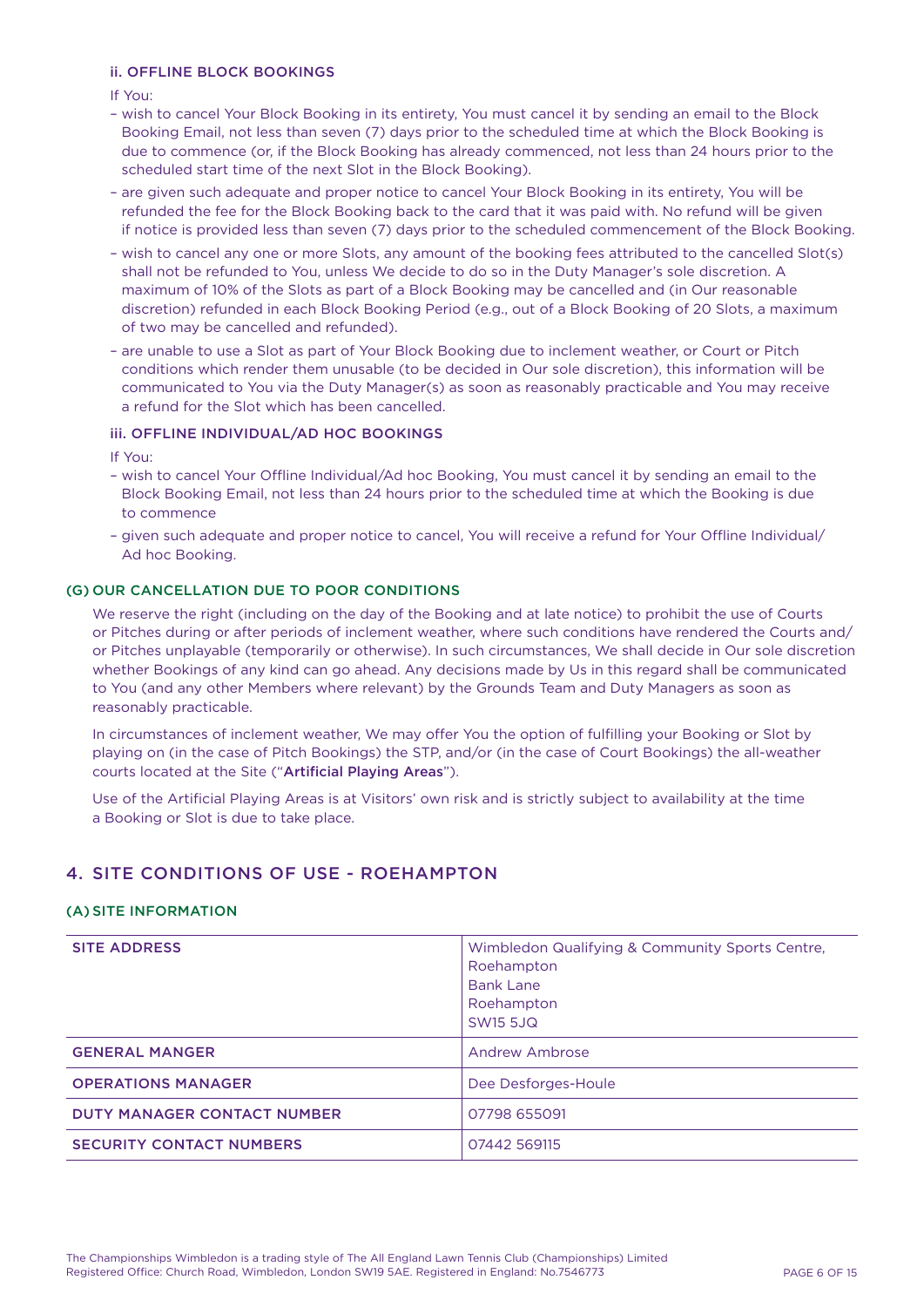#### ii. OFFLINE BLOCK BOOKINGS

If You:

- wish to cancel Your Block Booking in its entirety, You must cancel it by sending an email to the Block Booking Email, not less than seven (7) days prior to the scheduled time at which the Block Booking is due to commence (or, if the Block Booking has already commenced, not less than 24 hours prior to the scheduled start time of the next Slot in the Block Booking).
- are given such adequate and proper notice to cancel Your Block Booking in its entirety, You will be refunded the fee for the Block Booking back to the card that it was paid with. No refund will be given if notice is provided less than seven (7) days prior to the scheduled commencement of the Block Booking.
- wish to cancel any one or more Slots, any amount of the booking fees attributed to the cancelled Slot(s) shall not be refunded to You, unless We decide to do so in the Duty Manager's sole discretion. A maximum of 10% of the Slots as part of a Block Booking may be cancelled and (in Our reasonable discretion) refunded in each Block Booking Period (e.g., out of a Block Booking of 20 Slots, a maximum of two may be cancelled and refunded).
- are unable to use a Slot as part of Your Block Booking due to inclement weather, or Court or Pitch conditions which render them unusable (to be decided in Our sole discretion), this information will be communicated to You via the Duty Manager(s) as soon as reasonably practicable and You may receive a refund for the Slot which has been cancelled.

#### iii. OFFLINE INDIVIDUAL/AD HOC BOOKINGS

If You:

- wish to cancel Your Offline Individual/Ad hoc Booking, You must cancel it by sending an email to the Block Booking Email, not less than 24 hours prior to the scheduled time at which the Booking is due to commence
- given such adequate and proper notice to cancel, You will receive a refund for Your Offline Individual/ Ad hoc Booking.

### (G) OUR CANCELLATION DUE TO POOR CONDITIONS

We reserve the right (including on the day of the Booking and at late notice) to prohibit the use of Courts or Pitches during or after periods of inclement weather, where such conditions have rendered the Courts and/ or Pitches unplayable (temporarily or otherwise). In such circumstances, We shall decide in Our sole discretion whether Bookings of any kind can go ahead. Any decisions made by Us in this regard shall be communicated to You (and any other Members where relevant) by the Grounds Team and Duty Managers as soon as reasonably practicable.

In circumstances of inclement weather, We may offer You the option of fulfilling your Booking or Slot by playing on (in the case of Pitch Bookings) the STP, and/or (in the case of Court Bookings) the all-weather courts located at the Site ("**Artificial Playing Areas**").

Use of the Artificial Playing Areas is at Visitors' own risk and is strictly subject to availability at the time a Booking or Slot is due to take place.

## 4. SITE CONDITIONS OF USE - ROEHAMPTON

### (A) SITE INFORMATION

| | |
|---|---|
| SITE ADDRESS | Wimbledon Qualifying & Community Sports Centre, Roehampton<br>Bank Lane<br>Roehampton<br>SW15 5JQ |
| GENERAL MANGER | Andrew Ambrose |
| OPERATIONS MANAGER | Dee Desforges-Houle |
| DUTY MANAGER CONTACT NUMBER | 07798 655091 |
| SECURITY CONTACT NUMBERS | 07442 569115 |

The Championships Wimbledon is a trading style of The All England Lawn Tennis Club (Championships) Limited
Registered Office: Church Road, Wimbledon, London SW19 5AE. Registered in England: No.7546773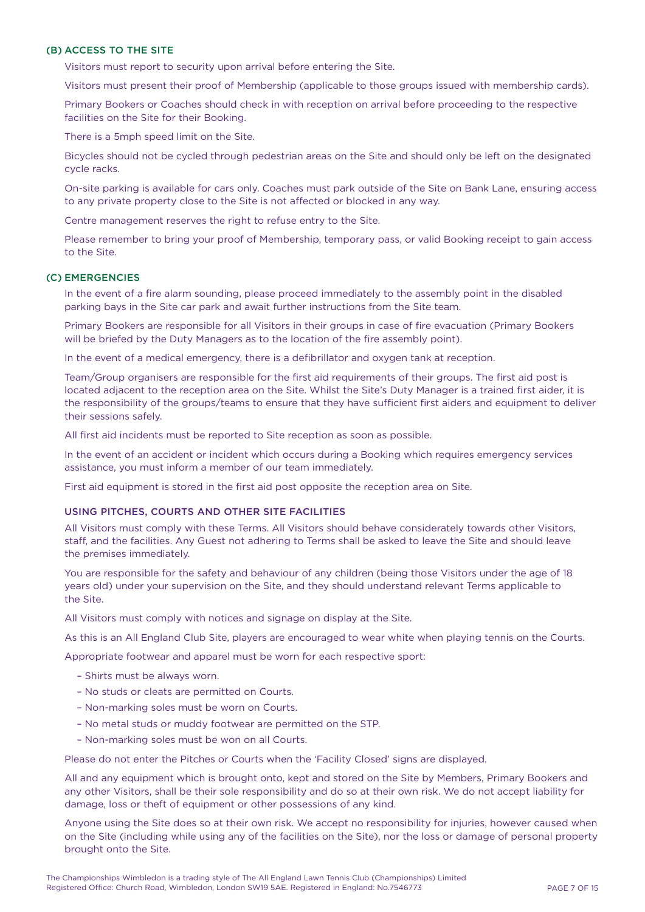### (B) ACCESS TO THE SITE

Visitors must report to security upon arrival before entering the Site.

Visitors must present their proof of Membership (applicable to those groups issued with membership cards).

Primary Bookers or Coaches should check in with reception on arrival before proceeding to the respective facilities on the Site for their Booking.

There is a 5mph speed limit on the Site.

Bicycles should not be cycled through pedestrian areas on the Site and should only be left on the designated cycle racks.

On-site parking is available for cars only. Coaches must park outside of the Site on Bank Lane, ensuring access to any private property close to the Site is not affected or blocked in any way.

Centre management reserves the right to refuse entry to the Site.

Please remember to bring your proof of Membership, temporary pass, or valid Booking receipt to gain access to the Site.

### (C) EMERGENCIES

In the event of a fire alarm sounding, please proceed immediately to the assembly point in the disabled parking bays in the Site car park and await further instructions from the Site team.

Primary Bookers are responsible for all Visitors in their groups in case of fire evacuation (Primary Bookers will be briefed by the Duty Managers as to the location of the fire assembly point).

In the event of a medical emergency, there is a defibrillator and oxygen tank at reception.

Team/Group organisers are responsible for the first aid requirements of their groups. The first aid post is located adjacent to the reception area on the Site. Whilst the Site's Duty Manager is a trained first aider, it is the responsibility of the groups/teams to ensure that they have sufficient first aiders and equipment to deliver their sessions safely.

All first aid incidents must be reported to Site reception as soon as possible.

In the event of an accident or incident which occurs during a Booking which requires emergency services assistance, you must inform a member of our team immediately.

First aid equipment is stored in the first aid post opposite the reception area on Site.

### USING PITCHES, COURTS AND OTHER SITE FACILITIES

All Visitors must comply with these Terms. All Visitors should behave considerately towards other Visitors, staff, and the facilities. Any Guest not adhering to Terms shall be asked to leave the Site and should leave the premises immediately.

You are responsible for the safety and behaviour of any children (being those Visitors under the age of 18 years old) under your supervision on the Site, and they should understand relevant Terms applicable to the Site.

All Visitors must comply with notices and signage on display at the Site.

As this is an All England Club Site, players are encouraged to wear white when playing tennis on the Courts.

Appropriate footwear and apparel must be worn for each respective sport:

- Shirts must be always worn.
- No studs or cleats are permitted on Courts.
- Non-marking soles must be worn on Courts.
- No metal studs or muddy footwear are permitted on the STP.
- Non-marking soles must be won on all Courts.

Please do not enter the Pitches or Courts when the 'Facility Closed' signs are displayed.

All and any equipment which is brought onto, kept and stored on the Site by Members, Primary Bookers and any other Visitors, shall be their sole responsibility and do so at their own risk. We do not accept liability for damage, loss or theft of equipment or other possessions of any kind.

Anyone using the Site does so at their own risk. We accept no responsibility for injuries, however caused when on the Site (including while using any of the facilities on the Site), nor the loss or damage of personal property brought onto the Site.

The Championships Wimbledon is a trading style of The All England Lawn Tennis Club (Championships) Limited
Registered Office: Church Road, Wimbledon, London SW19 5AE. Registered in England: No.7546773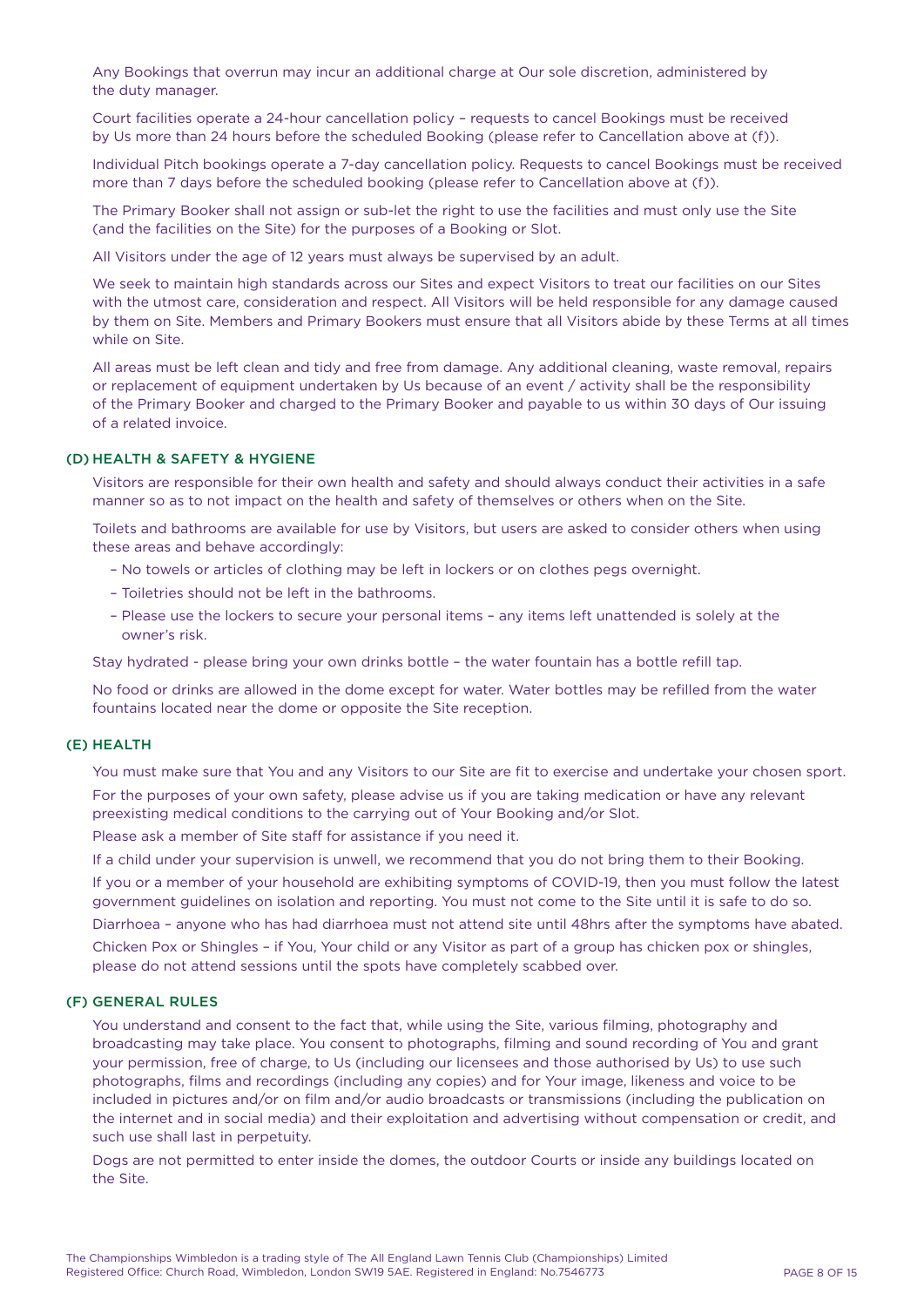Any Bookings that overrun may incur an additional charge at Our sole discretion, administered by the duty manager.

Court facilities operate a 24-hour cancellation policy – requests to cancel Bookings must be received by Us more than 24 hours before the scheduled Booking (please refer to Cancellation above at (f)).

Individual Pitch bookings operate a 7-day cancellation policy. Requests to cancel Bookings must be received more than 7 days before the scheduled booking (please refer to Cancellation above at (f)).

The Primary Booker shall not assign or sub-let the right to use the facilities and must only use the Site (and the facilities on the Site) for the purposes of a Booking or Slot.

All Visitors under the age of 12 years must always be supervised by an adult.

We seek to maintain high standards across our Sites and expect Visitors to treat our facilities on our Sites with the utmost care, consideration and respect. All Visitors will be held responsible for any damage caused by them on Site. Members and Primary Bookers must ensure that all Visitors abide by these Terms at all times while on Site.

All areas must be left clean and tidy and free from damage. Any additional cleaning, waste removal, repairs or replacement of equipment undertaken by Us because of an event / activity shall be the responsibility of the Primary Booker and charged to the Primary Booker and payable to us within 30 days of Our issuing of a related invoice.

## (D) HEALTH & SAFETY & HYGIENE

Visitors are responsible for their own health and safety and should always conduct their activities in a safe manner so as to not impact on the health and safety of themselves or others when on the Site.

Toilets and bathrooms are available for use by Visitors, but users are asked to consider others when using these areas and behave accordingly:

- No towels or articles of clothing may be left in lockers or on clothes pegs overnight.
- Toiletries should not be left in the bathrooms.
- Please use the lockers to secure your personal items – any items left unattended is solely at the owner's risk.

Stay hydrated - please bring your own drinks bottle – the water fountain has a bottle refill tap.

No food or drinks are allowed in the dome except for water. Water bottles may be refilled from the water fountains located near the dome or opposite the Site reception.

## (E) HEALTH

You must make sure that You and any Visitors to our Site are fit to exercise and undertake your chosen sport.

For the purposes of your own safety, please advise us if you are taking medication or have any relevant preexisting medical conditions to the carrying out of Your Booking and/or Slot.

Please ask a member of Site staff for assistance if you need it.

If a child under your supervision is unwell, we recommend that you do not bring them to their Booking.

If you or a member of your household are exhibiting symptoms of COVID-19, then you must follow the latest government guidelines on isolation and reporting. You must not come to the Site until it is safe to do so.

Diarrhoea – anyone who has had diarrhoea must not attend site until 48hrs after the symptoms have abated.

Chicken Pox or Shingles – if You, Your child or any Visitor as part of a group has chicken pox or shingles, please do not attend sessions until the spots have completely scabbed over.

## (F) GENERAL RULES

You understand and consent to the fact that, while using the Site, various filming, photography and broadcasting may take place. You consent to photographs, filming and sound recording of You and grant your permission, free of charge, to Us (including our licensees and those authorised by Us) to use such photographs, films and recordings (including any copies) and for Your image, likeness and voice to be included in pictures and/or on film and/or audio broadcasts or transmissions (including the publication on the internet and in social media) and their exploitation and advertising without compensation or credit, and such use shall last in perpetuity.

Dogs are not permitted to enter inside the domes, the outdoor Courts or inside any buildings located on the Site.

The Championships Wimbledon is a trading style of The All England Lawn Tennis Club (Championships) Limited
Registered Office: Church Road, Wimbledon, London SW19 5AE. Registered in England: No.7546773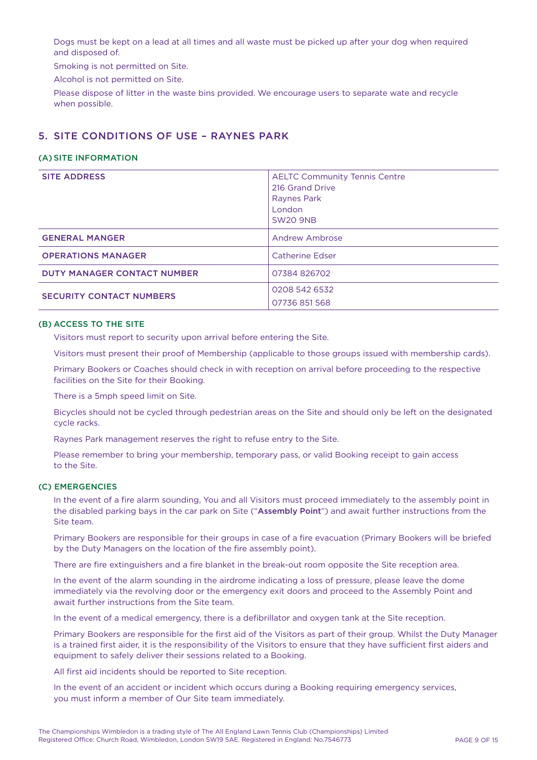Dogs must be kept on a lead at all times and all waste must be picked up after your dog when required and disposed of.

Smoking is not permitted on Site.

Alcohol is not permitted on Site.

Please dispose of litter in the waste bins provided. We encourage users to separate wate and recycle when possible.

## 5. SITE CONDITIONS OF USE – RAYNES PARK

### (A) SITE INFORMATION

| | |
|---|---|
| SITE ADDRESS | AELTC Community Tennis Centre<br>216 Grand Drive<br>Raynes Park<br>London<br>SW20 9NB |
| GENERAL MANGER | Andrew Ambrose |
| OPERATIONS MANAGER | Catherine Edser |
| DUTY MANAGER CONTACT NUMBER | 07384 826702 |
| SECURITY CONTACT NUMBERS | 0208 542 6532<br>07736 851 568 |

### (B) ACCESS TO THE SITE

Visitors must report to security upon arrival before entering the Site.

Visitors must present their proof of Membership (applicable to those groups issued with membership cards).

Primary Bookers or Coaches should check in with reception on arrival before proceeding to the respective facilities on the Site for their Booking.

There is a 5mph speed limit on Site.

Bicycles should not be cycled through pedestrian areas on the Site and should only be left on the designated cycle racks.

Raynes Park management reserves the right to refuse entry to the Site.

Please remember to bring your membership, temporary pass, or valid Booking receipt to gain access to the Site.

### (C) EMERGENCIES

In the event of a fire alarm sounding, You and all Visitors must proceed immediately to the assembly point in the disabled parking bays in the car park on Site ("**Assembly Point**") and await further instructions from the Site team.

Primary Bookers are responsible for their groups in case of a fire evacuation (Primary Bookers will be briefed by the Duty Managers on the location of the fire assembly point).

There are fire extinguishers and a fire blanket in the break-out room opposite the Site reception area.

In the event of the alarm sounding in the airdrome indicating a loss of pressure, please leave the dome immediately via the revolving door or the emergency exit doors and proceed to the Assembly Point and await further instructions from the Site team.

In the event of a medical emergency, there is a defibrillator and oxygen tank at the Site reception.

Primary Bookers are responsible for the first aid of the Visitors as part of their group. Whilst the Duty Manager is a trained first aider, it is the responsibility of the Visitors to ensure that they have sufficient first aiders and equipment to safely deliver their sessions related to a Booking.

All first aid incidents should be reported to Site reception.

In the event of an accident or incident which occurs during a Booking requiring emergency services, you must inform a member of Our Site team immediately.

The Championships Wimbledon is a trading style of The All England Lawn Tennis Club (Championships) Limited
Registered Office: Church Road, Wimbledon, London SW19 5AE. Registered in England: No.7546773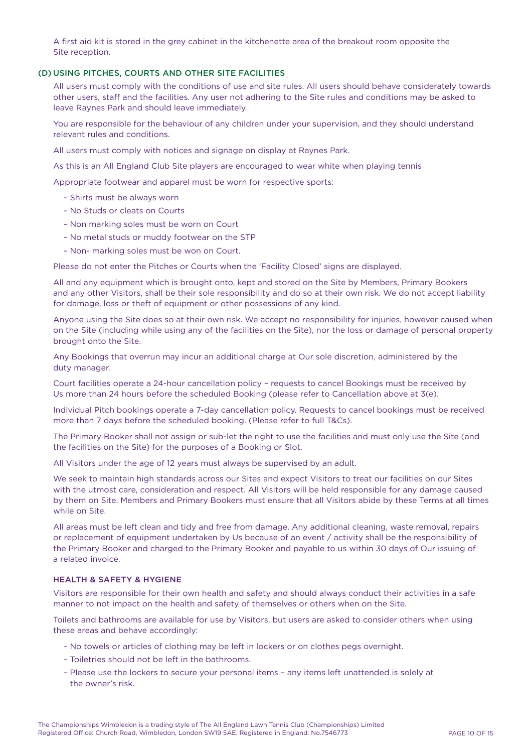A first aid kit is stored in the grey cabinet in the kitchenette area of the breakout room opposite the Site reception.

### (D) USING PITCHES, COURTS AND OTHER SITE FACILITIES

All users must comply with the conditions of use and site rules. All users should behave considerately towards other users, staff and the facilities. Any user not adhering to the Site rules and conditions may be asked to leave Raynes Park and should leave immediately.

You are responsible for the behaviour of any children under your supervision, and they should understand relevant rules and conditions.

All users must comply with notices and signage on display at Raynes Park.

As this is an All England Club Site players are encouraged to wear white when playing tennis

Appropriate footwear and apparel must be worn for respective sports:

- Shirts must be always worn
- No Studs or cleats on Courts
- Non marking soles must be worn on Court
- No metal studs or muddy footwear on the STP
- Non- marking soles must be won on Court.

Please do not enter the Pitches or Courts when the 'Facility Closed' signs are displayed.

All and any equipment which is brought onto, kept and stored on the Site by Members, Primary Bookers and any other Visitors, shall be their sole responsibility and do so at their own risk. We do not accept liability for damage, loss or theft of equipment or other possessions of any kind.

Anyone using the Site does so at their own risk. We accept no responsibility for injuries, however caused when on the Site (including while using any of the facilities on the Site), nor the loss or damage of personal property brought onto the Site.

Any Bookings that overrun may incur an additional charge at Our sole discretion, administered by the duty manager.

Court facilities operate a 24-hour cancellation policy – requests to cancel Bookings must be received by Us more than 24 hours before the scheduled Booking (please refer to Cancellation above at 3(e).

Individual Pitch bookings operate a 7-day cancellation policy. Requests to cancel bookings must be received more than 7 days before the scheduled booking. (Please refer to full T&Cs).

The Primary Booker shall not assign or sub-let the right to use the facilities and must only use the Site (and the facilities on the Site) for the purposes of a Booking or Slot.

All Visitors under the age of 12 years must always be supervised by an adult.

We seek to maintain high standards across our Sites and expect Visitors to treat our facilities on our Sites with the utmost care, consideration and respect. All Visitors will be held responsible for any damage caused by them on Site. Members and Primary Bookers must ensure that all Visitors abide by these Terms at all times while on Site.

All areas must be left clean and tidy and free from damage. Any additional cleaning, waste removal, repairs or replacement of equipment undertaken by Us because of an event / activity shall be the responsibility of the Primary Booker and charged to the Primary Booker and payable to us within 30 days of Our issuing of a related invoice.

#### HEALTH & SAFETY & HYGIENE

Visitors are responsible for their own health and safety and should always conduct their activities in a safe manner to not impact on the health and safety of themselves or others when on the Site.

Toilets and bathrooms are available for use by Visitors, but users are asked to consider others when using these areas and behave accordingly:

- No towels or articles of clothing may be left in lockers or on clothes pegs overnight.
- Toiletries should not be left in the bathrooms.
- Please use the lockers to secure your personal items – any items left unattended is solely at the owner's risk.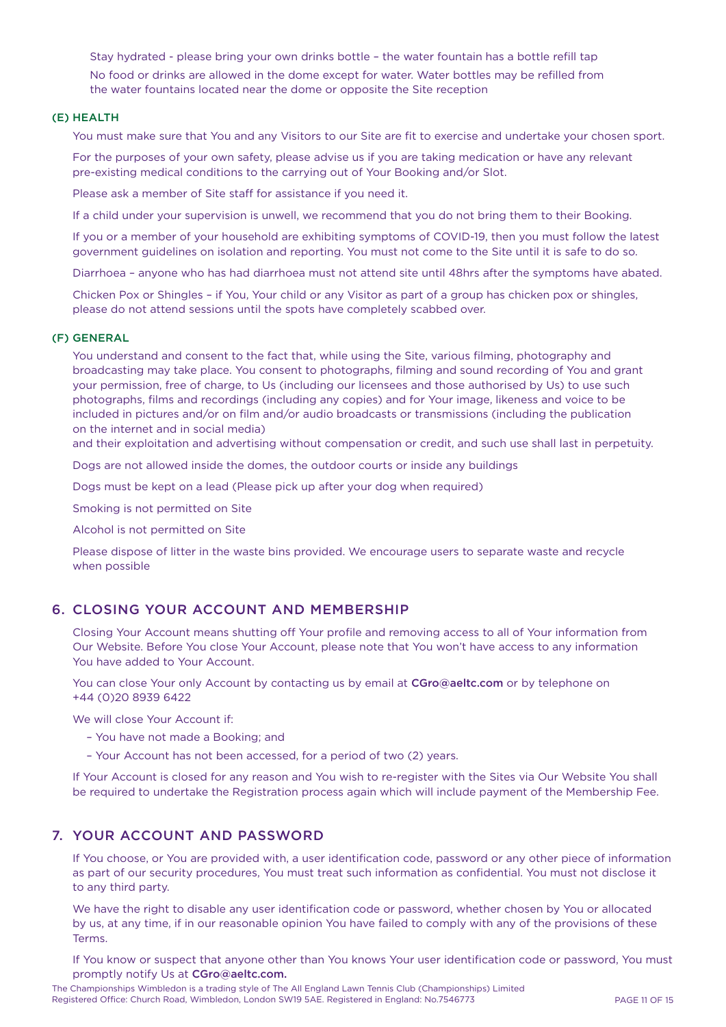Stay hydrated - please bring your own drinks bottle – the water fountain has a bottle refill tap

No food or drinks are allowed in the dome except for water. Water bottles may be refilled from the water fountains located near the dome or opposite the Site reception

### (E) HEALTH

You must make sure that You and any Visitors to our Site are fit to exercise and undertake your chosen sport.

For the purposes of your own safety, please advise us if you are taking medication or have any relevant pre-existing medical conditions to the carrying out of Your Booking and/or Slot.

Please ask a member of Site staff for assistance if you need it.

If a child under your supervision is unwell, we recommend that you do not bring them to their Booking.

If you or a member of your household are exhibiting symptoms of COVID-19, then you must follow the latest government guidelines on isolation and reporting. You must not come to the Site until it is safe to do so.

Diarrhoea – anyone who has had diarrhoea must not attend site until 48hrs after the symptoms have abated.

Chicken Pox or Shingles – if You, Your child or any Visitor as part of a group has chicken pox or shingles, please do not attend sessions until the spots have completely scabbed over.

### (F) GENERAL

You understand and consent to the fact that, while using the Site, various filming, photography and broadcasting may take place. You consent to photographs, filming and sound recording of You and grant your permission, free of charge, to Us (including our licensees and those authorised by Us) to use such photographs, films and recordings (including any copies) and for Your image, likeness and voice to be included in pictures and/or on film and/or audio broadcasts or transmissions (including the publication on the internet and in social media)
and their exploitation and advertising without compensation or credit, and such use shall last in perpetuity.

Dogs are not allowed inside the domes, the outdoor courts or inside any buildings

Dogs must be kept on a lead (Please pick up after your dog when required)

Smoking is not permitted on Site

Alcohol is not permitted on Site

Please dispose of litter in the waste bins provided. We encourage users to separate waste and recycle when possible

## 6. CLOSING YOUR ACCOUNT AND MEMBERSHIP

Closing Your Account means shutting off Your profile and removing access to all of Your information from Our Website. Before You close Your Account, please note that You won't have access to any information You have added to Your Account.

You can close Your only Account by contacting us by email at **CGro@aeltc.com** or by telephone on +44 (0)20 8939 6422

We will close Your Account if:

- You have not made a Booking; and
- Your Account has not been accessed, for a period of two (2) years.

If Your Account is closed for any reason and You wish to re-register with the Sites via Our Website You shall be required to undertake the Registration process again which will include payment of the Membership Fee.

## 7. YOUR ACCOUNT AND PASSWORD

If You choose, or You are provided with, a user identification code, password or any other piece of information as part of our security procedures, You must treat such information as confidential. You must not disclose it to any third party.

We have the right to disable any user identification code or password, whether chosen by You or allocated by us, at any time, if in our reasonable opinion You have failed to comply with any of the provisions of these Terms.

If You know or suspect that anyone other than You knows Your user identification code or password, You must promptly notify Us at **CGro@aeltc.com.**

The Championships Wimbledon is a trading style of The All England Lawn Tennis Club (Championships) Limited
Registered Office: Church Road, Wimbledon, London SW19 5AE. Registered in England: No.7546773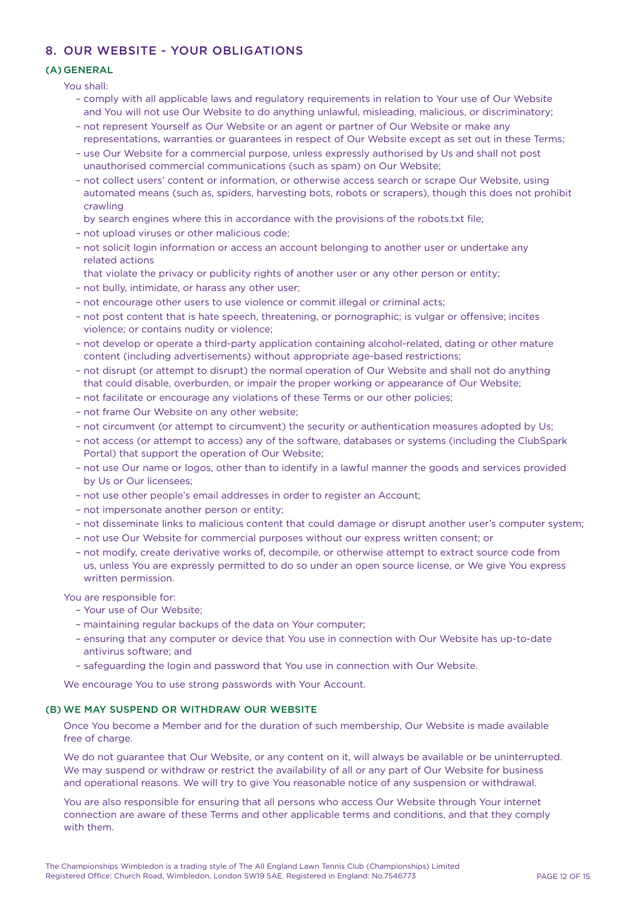## 8. OUR WEBSITE - YOUR OBLIGATIONS

### (A) GENERAL

You shall:

- comply with all applicable laws and regulatory requirements in relation to Your use of Our Website and You will not use Our Website to do anything unlawful, misleading, malicious, or discriminatory;
- not represent Yourself as Our Website or an agent or partner of Our Website or make any representations, warranties or guarantees in respect of Our Website except as set out in these Terms;
- use Our Website for a commercial purpose, unless expressly authorised by Us and shall not post unauthorised commercial communications (such as spam) on Our Website;
- not collect users' content or information, or otherwise access search or scrape Our Website, using automated means (such as, spiders, harvesting bots, robots or scrapers), though this does not prohibit crawling by search engines where this in accordance with the provisions of the robots.txt file;
- not upload viruses or other malicious code;
- not solicit login information or access an account belonging to another user or undertake any related actions that violate the privacy or publicity rights of another user or any other person or entity;
- not bully, intimidate, or harass any other user;
- not encourage other users to use violence or commit illegal or criminal acts;
- not post content that is hate speech, threatening, or pornographic; is vulgar or offensive; incites violence; or contains nudity or violence;
- not develop or operate a third-party application containing alcohol-related, dating or other mature content (including advertisements) without appropriate age-based restrictions;
- not disrupt (or attempt to disrupt) the normal operation of Our Website and shall not do anything that could disable, overburden, or impair the proper working or appearance of Our Website;
- not facilitate or encourage any violations of these Terms or our other policies;
- not frame Our Website on any other website;
- not circumvent (or attempt to circumvent) the security or authentication measures adopted by Us;
- not access (or attempt to access) any of the software, databases or systems (including the ClubSpark Portal) that support the operation of Our Website;
- not use Our name or logos, other than to identify in a lawful manner the goods and services provided by Us or Our licensees;
- not use other people's email addresses in order to register an Account;
- not impersonate another person or entity;
- not disseminate links to malicious content that could damage or disrupt another user's computer system;
- not use Our Website for commercial purposes without our express written consent; or
- not modify, create derivative works of, decompile, or otherwise attempt to extract source code from us, unless You are expressly permitted to do so under an open source license, or We give You express written permission.

You are responsible for:

- Your use of Our Website;
- maintaining regular backups of the data on Your computer;
- ensuring that any computer or device that You use in connection with Our Website has up-to-date antivirus software; and
- safeguarding the login and password that You use in connection with Our Website.

We encourage You to use strong passwords with Your Account.

### (B) WE MAY SUSPEND OR WITHDRAW OUR WEBSITE

Once You become a Member and for the duration of such membership, Our Website is made available free of charge.

We do not guarantee that Our Website, or any content on it, will always be available or be uninterrupted. We may suspend or withdraw or restrict the availability of all or any part of Our Website for business and operational reasons. We will try to give You reasonable notice of any suspension or withdrawal.

You are also responsible for ensuring that all persons who access Our Website through Your internet connection are aware of these Terms and other applicable terms and conditions, and that they comply with them.

The Championships Wimbledon is a trading style of The All England Lawn Tennis Club (Championships) Limited
Registered Office: Church Road, Wimbledon, London SW19 5AE. Registered in England: No.7546773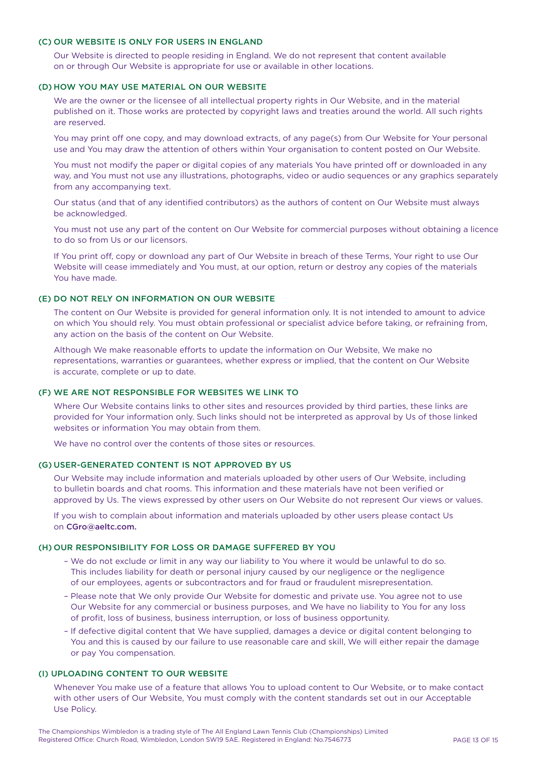### (C) OUR WEBSITE IS ONLY FOR USERS IN ENGLAND

Our Website is directed to people residing in England. We do not represent that content available on or through Our Website is appropriate for use or available in other locations.

### (D) HOW YOU MAY USE MATERIAL ON OUR WEBSITE

We are the owner or the licensee of all intellectual property rights in Our Website, and in the material published on it. Those works are protected by copyright laws and treaties around the world. All such rights are reserved.

You may print off one copy, and may download extracts, of any page(s) from Our Website for Your personal use and You may draw the attention of others within Your organisation to content posted on Our Website.

You must not modify the paper or digital copies of any materials You have printed off or downloaded in any way, and You must not use any illustrations, photographs, video or audio sequences or any graphics separately from any accompanying text.

Our status (and that of any identified contributors) as the authors of content on Our Website must always be acknowledged.

You must not use any part of the content on Our Website for commercial purposes without obtaining a licence to do so from Us or our licensors.

If You print off, copy or download any part of Our Website in breach of these Terms, Your right to use Our Website will cease immediately and You must, at our option, return or destroy any copies of the materials You have made.

### (E) DO NOT RELY ON INFORMATION ON OUR WEBSITE

The content on Our Website is provided for general information only. It is not intended to amount to advice on which You should rely. You must obtain professional or specialist advice before taking, or refraining from, any action on the basis of the content on Our Website.

Although We make reasonable efforts to update the information on Our Website, We make no representations, warranties or guarantees, whether express or implied, that the content on Our Website is accurate, complete or up to date.

### (F) WE ARE NOT RESPONSIBLE FOR WEBSITES WE LINK TO

Where Our Website contains links to other sites and resources provided by third parties, these links are provided for Your information only. Such links should not be interpreted as approval by Us of those linked websites or information You may obtain from them.

We have no control over the contents of those sites or resources.

### (G) USER-GENERATED CONTENT IS NOT APPROVED BY US

Our Website may include information and materials uploaded by other users of Our Website, including to bulletin boards and chat rooms. This information and these materials have not been verified or approved by Us. The views expressed by other users on Our Website do not represent Our views or values.

If you wish to complain about information and materials uploaded by other users please contact Us on **CGro@aeltc.com.**

### (H) OUR RESPONSIBILITY FOR LOSS OR DAMAGE SUFFERED BY YOU

- We do not exclude or limit in any way our liability to You where it would be unlawful to do so. This includes liability for death or personal injury caused by our negligence or the negligence of our employees, agents or subcontractors and for fraud or fraudulent misrepresentation.
- Please note that We only provide Our Website for domestic and private use. You agree not to use Our Website for any commercial or business purposes, and We have no liability to You for any loss of profit, loss of business, business interruption, or loss of business opportunity.
- If defective digital content that We have supplied, damages a device or digital content belonging to You and this is caused by our failure to use reasonable care and skill, We will either repair the damage or pay You compensation.

### (I) UPLOADING CONTENT TO OUR WEBSITE

Whenever You make use of a feature that allows You to upload content to Our Website, or to make contact with other users of Our Website, You must comply with the content standards set out in our Acceptable Use Policy.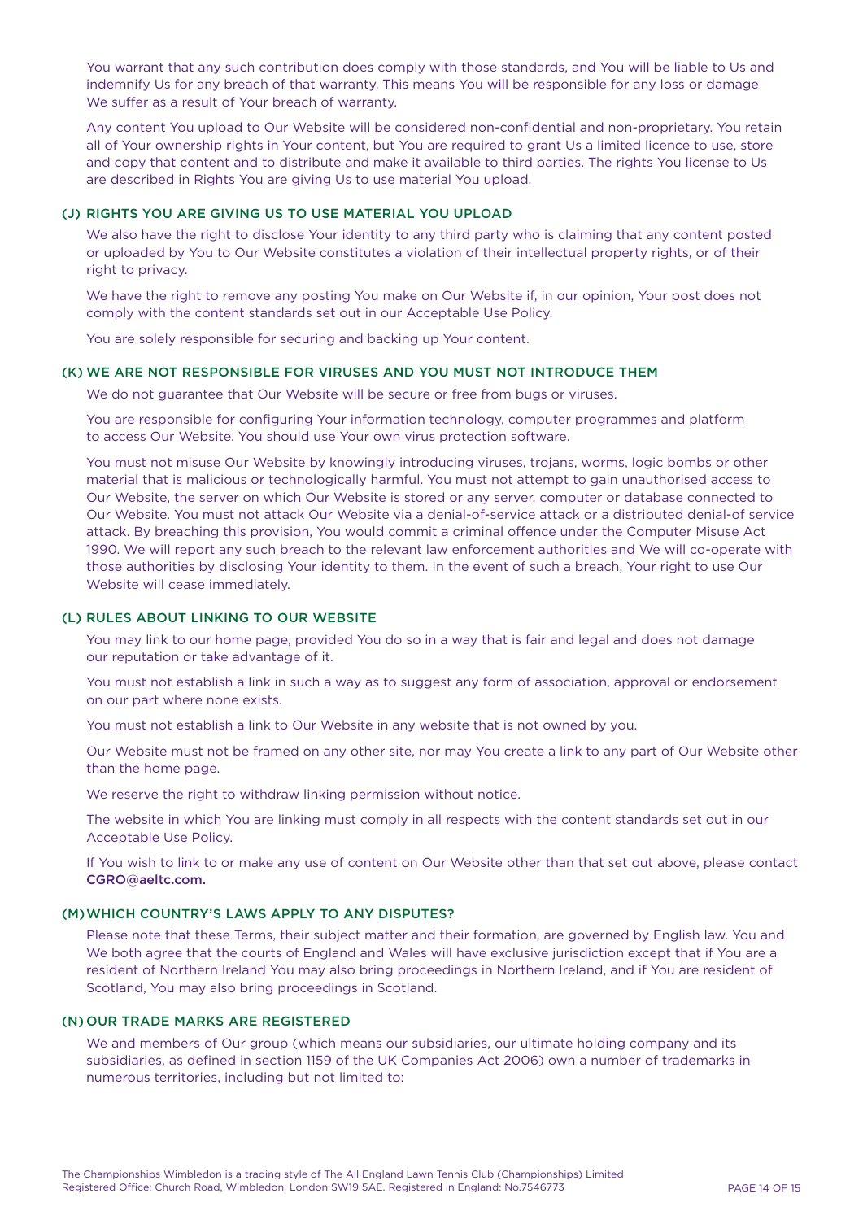You warrant that any such contribution does comply with those standards, and You will be liable to Us and indemnify Us for any breach of that warranty. This means You will be responsible for any loss or damage We suffer as a result of Your breach of warranty.

Any content You upload to Our Website will be considered non-confidential and non-proprietary. You retain all of Your ownership rights in Your content, but You are required to grant Us a limited licence to use, store and copy that content and to distribute and make it available to third parties. The rights You license to Us are described in Rights You are giving Us to use material You upload.

### (J) RIGHTS YOU ARE GIVING US TO USE MATERIAL YOU UPLOAD

We also have the right to disclose Your identity to any third party who is claiming that any content posted or uploaded by You to Our Website constitutes a violation of their intellectual property rights, or of their right to privacy.

We have the right to remove any posting You make on Our Website if, in our opinion, Your post does not comply with the content standards set out in our Acceptable Use Policy.

You are solely responsible for securing and backing up Your content.

### (K) WE ARE NOT RESPONSIBLE FOR VIRUSES AND YOU MUST NOT INTRODUCE THEM

We do not guarantee that Our Website will be secure or free from bugs or viruses.

You are responsible for configuring Your information technology, computer programmes and platform to access Our Website. You should use Your own virus protection software.

You must not misuse Our Website by knowingly introducing viruses, trojans, worms, logic bombs or other material that is malicious or technologically harmful. You must not attempt to gain unauthorised access to Our Website, the server on which Our Website is stored or any server, computer or database connected to Our Website. You must not attack Our Website via a denial-of-service attack or a distributed denial-of service attack. By breaching this provision, You would commit a criminal offence under the Computer Misuse Act 1990. We will report any such breach to the relevant law enforcement authorities and We will co-operate with those authorities by disclosing Your identity to them. In the event of such a breach, Your right to use Our Website will cease immediately.

### (L) RULES ABOUT LINKING TO OUR WEBSITE

You may link to our home page, provided You do so in a way that is fair and legal and does not damage our reputation or take advantage of it.

You must not establish a link in such a way as to suggest any form of association, approval or endorsement on our part where none exists.

You must not establish a link to Our Website in any website that is not owned by you.

Our Website must not be framed on any other site, nor may You create a link to any part of Our Website other than the home page.

We reserve the right to withdraw linking permission without notice.

The website in which You are linking must comply in all respects with the content standards set out in our Acceptable Use Policy.

If You wish to link to or make any use of content on Our Website other than that set out above, please contact CGRO@aeltc.com.

### (M) WHICH COUNTRY'S LAWS APPLY TO ANY DISPUTES?

Please note that these Terms, their subject matter and their formation, are governed by English law. You and We both agree that the courts of England and Wales will have exclusive jurisdiction except that if You are a resident of Northern Ireland You may also bring proceedings in Northern Ireland, and if You are resident of Scotland, You may also bring proceedings in Scotland.

### (N) OUR TRADE MARKS ARE REGISTERED

We and members of Our group (which means our subsidiaries, our ultimate holding company and its subsidiaries, as defined in section 1159 of the UK Companies Act 2006) own a number of trademarks in numerous territories, including but not limited to: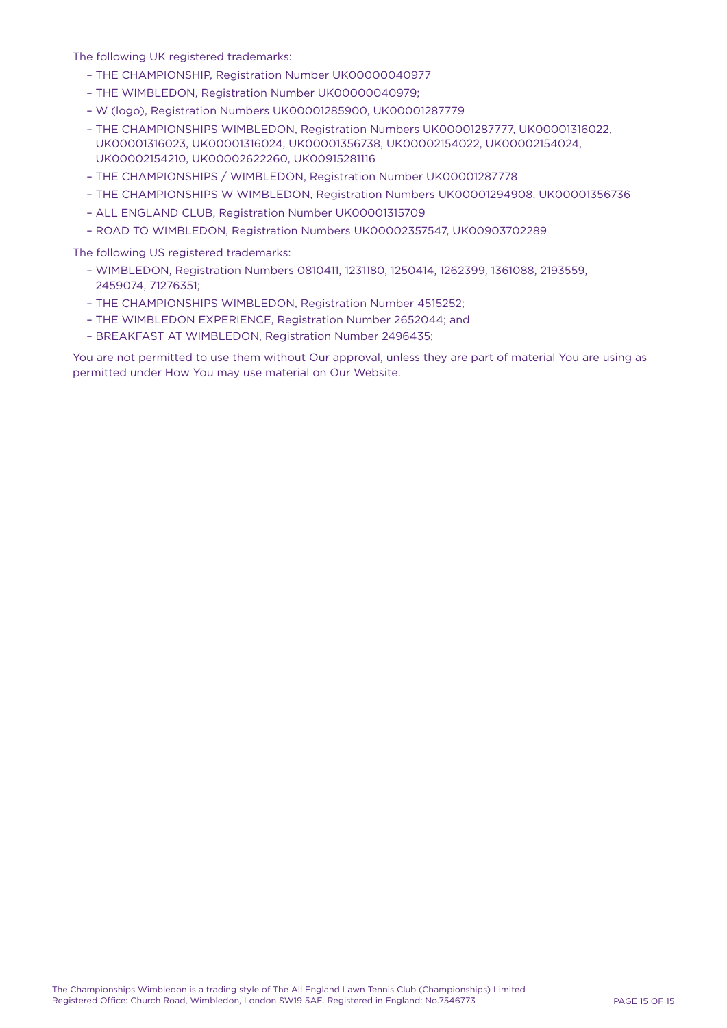The following UK registered trademarks:

- THE CHAMPIONSHIP, Registration Number UK00000040977
- THE WIMBLEDON, Registration Number UK00000040979;
- W (logo), Registration Numbers UK00001285900, UK00001287779
- THE CHAMPIONSHIPS WIMBLEDON, Registration Numbers UK00001287777, UK00001316022, UK00001316023, UK00001316024, UK00001356738, UK00002154022, UK00002154024, UK00002154210, UK00002622260, UK00915281116
- THE CHAMPIONSHIPS / WIMBLEDON, Registration Number UK00001287778
- THE CHAMPIONSHIPS W WIMBLEDON, Registration Numbers UK00001294908, UK00001356736
- ALL ENGLAND CLUB, Registration Number UK00001315709
- ROAD TO WIMBLEDON, Registration Numbers UK00002357547, UK00903702289

The following US registered trademarks:

- WIMBLEDON, Registration Numbers 0810411, 1231180, 1250414, 1262399, 1361088, 2193559, 2459074, 71276351;
- THE CHAMPIONSHIPS WIMBLEDON, Registration Number 4515252;
- THE WIMBLEDON EXPERIENCE, Registration Number 2652044; and
- BREAKFAST AT WIMBLEDON, Registration Number 2496435;

You are not permitted to use them without Our approval, unless they are part of material You are using as permitted under How You may use material on Our Website.

The Championships Wimbledon is a trading style of The All England Lawn Tennis Club (Championships) Limited
Registered Office: Church Road, Wimbledon, London SW19 5AE. Registered in England: No.7546773